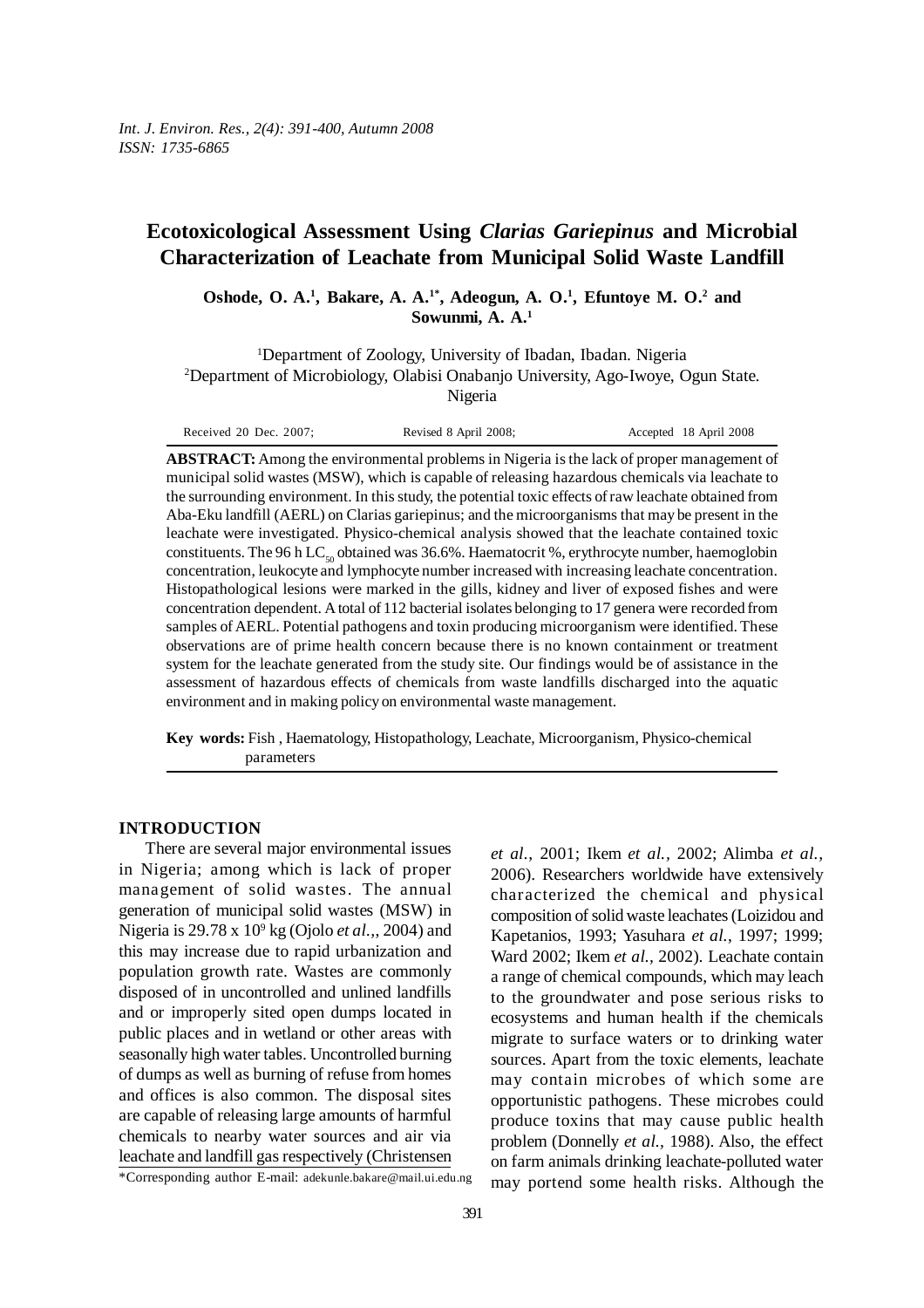# Ecotoxicological Assessment Using *Clarias Gariepinus* and Microbial Characterization of Leachate from Municipal Solid Waste Landfill

**Oshode, O. A.[1], Bakare, A. A.[1*], Adeogun, A. O.[1], Efuntoye M. O.[2] and Sowunmi, A. A.[1]**

[1]Department of Zoology, University of Ibadan, Ibadan. Nigeria
[2]Department of Microbiology, Olabisi Onabanjo University, Ago-Iwoye, Ogun State. Nigeria

Received 20 Dec. 2007; Revised 8 April 2008; Accepted 18 April 2008

**ABSTRACT:** Among the environmental problems in Nigeria is the lack of proper management of municipal solid wastes (MSW), which is capable of releasing hazardous chemicals via leachate to the surrounding environment. In this study, the potential toxic effects of raw leachate obtained from Aba-Eku landfill (AERL) on Clarias gariepinus; and the microorganisms that may be present in the leachate were investigated. Physico-chemical analysis showed that the leachate contained toxic constituents. The 96 h $LC_{50}$ obtained was 36.6%. Haematocrit %, erythrocyte number, haemoglobin concentration, leukocyte and lymphocyte number increased with increasing leachate concentration. Histopathological lesions were marked in the gills, kidney and liver of exposed fishes and were concentration dependent. A total of 112 bacterial isolates belonging to 17 genera were recorded from samples of AERL. Potential pathogens and toxin producing microorganism were identified. These observations are of prime health concern because there is no known containment or treatment system for the leachate generated from the study site. Our findings would be of assistance in the assessment of hazardous effects of chemicals from waste landfills discharged into the aquatic environment and in making policy on environmental waste management.

**Key words:** Fish , Haematology, Histopathology, Leachate, Microorganism, Physico-chemical parameters

## INTRODUCTION

There are several major environmental issues in Nigeria; among which is lack of proper management of solid wastes. The annual generation of municipal solid wastes (MSW) in Nigeria is 29.78 x $10^9$ kg (Ojolo *et al.*,, 2004) and this may increase due to rapid urbanization and population growth rate. Wastes are commonly disposed of in uncontrolled and unlined landfills and or improperly sited open dumps located in public places and in wetland or other areas with seasonally high water tables. Uncontrolled burning of dumps as well as burning of refuse from homes and offices is also common. The disposal sites are capable of releasing large amounts of harmful chemicals to nearby water sources and air via leachate and landfill gas respectively (Christensen *et al.*, 2001; Ikem *et al.,* 2002; Alimba *et al.,* 2006). Researchers worldwide have extensively characterized the chemical and physical composition of solid waste leachates (Loizidou and Kapetanios, 1993; Yasuhara *et al.*, 1997; 1999; Ward 2002; Ikem *et al.,* 2002). Leachate contain a range of chemical compounds, which may leach to the groundwater and pose serious risks to ecosystems and human health if the chemicals migrate to surface waters or to drinking water sources. Apart from the toxic elements, leachate may contain microbes of which some are opportunistic pathogens. These microbes could produce toxins that may cause public health problem (Donnelly *et al.,* 1988). Also, the effect on farm animals drinking leachate-polluted water may portend some health risks. Although the

*Corresponding author E-mail: adekunle.bakare@mail.ui.edu.ng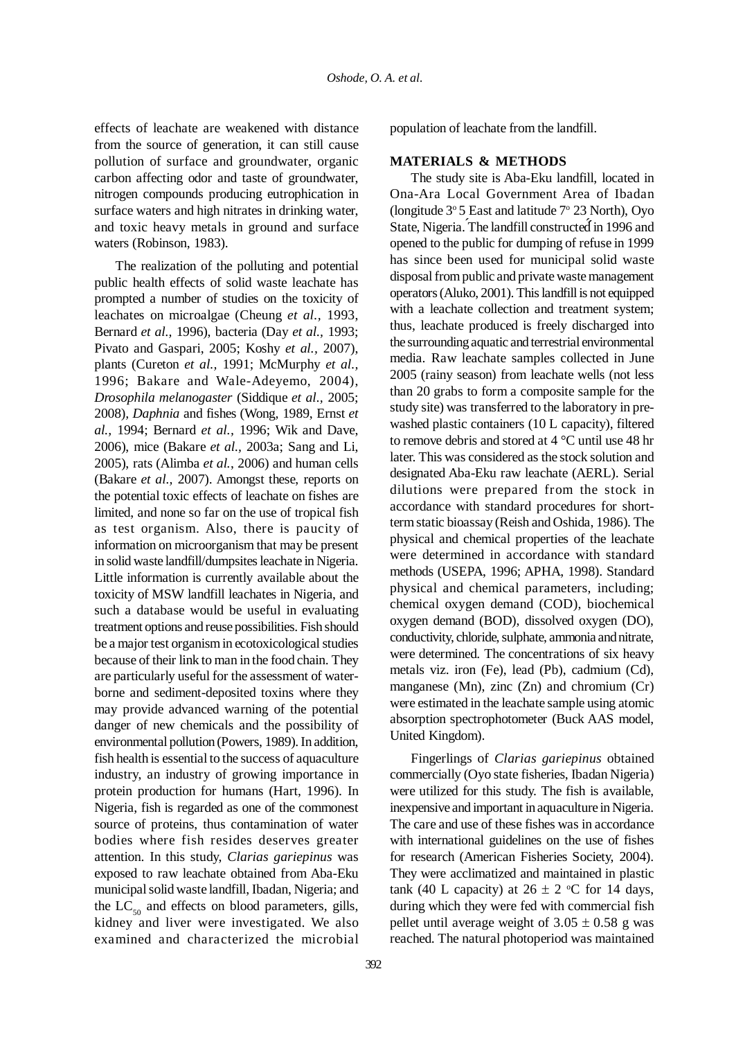effects of leachate are weakened with distance from the source of generation, it can still cause pollution of surface and groundwater, organic carbon affecting odor and taste of groundwater, nitrogen compounds producing eutrophication in surface waters and high nitrates in drinking water, and toxic heavy metals in ground and surface waters (Robinson, 1983).

The realization of the polluting and potential public health effects of solid waste leachate has prompted a number of studies on the toxicity of leachates on microalgae (Cheung *et al.,* 1993, Bernard *et al.,* 1996), bacteria (Day *et al.,* 1993; Pivato and Gaspari, 2005; Koshy *et al.,* 2007), plants (Cureton *et al.,* 1991; McMurphy *et al.,* 1996; Bakare and Wale-Adeyemo, 2004), *Drosophila melanogaster* (Siddique *et al.,* 2005; 2008), *Daphnia* and fishes (Wong, 1989, Ernst *et al.,* 1994; Bernard *et al.,* 1996; Wik and Dave, 2006), mice (Bakare *et al.,* 2003a; Sang and Li, 2005), rats (Alimba *et al.,* 2006) and human cells (Bakare *et al.,* 2007). Amongst these, reports on the potential toxic effects of leachate on fishes are limited, and none so far on the use of tropical fish as test organism. Also, there is paucity of information on microorganism that may be present in solid waste landfill/dumpsites leachate in Nigeria. Little information is currently available about the toxicity of MSW landfill leachates in Nigeria, and such a database would be useful in evaluating treatment options and reuse possibilities. Fish should be a major test organism in ecotoxicological studies because of their link to man in the food chain. They are particularly useful for the assessment of water-borne and sediment-deposited toxins where they may provide advanced warning of the potential danger of new chemicals and the possibility of environmental pollution (Powers, 1989). In addition, fish health is essential to the success of aquaculture industry, an industry of growing importance in protein production for humans (Hart, 1996). In Nigeria, fish is regarded as one of the commonest source of proteins, thus contamination of water bodies where fish resides deserves greater attention. In this study, *Clarias gariepinus* was exposed to raw leachate obtained from Aba-Eku municipal solid waste landfill, Ibadan, Nigeria; and the $LC_{50}$ and effects on blood parameters, gills, kidney and liver were investigated. We also examined and characterized the microbial population of leachate from the landfill.

## MATERIALS & METHODS

The study site is Aba-Eku landfill, located in Ona-Ara Local Government Area of Ibadan (longitude 3° 5 East and latitude 7° 23 North), Oyo State, Nigeria. The landfill constructed in 1996 and opened to the public for dumping of refuse in 1999 has since been used for municipal solid waste disposal from public and private waste management operators (Aluko, 2001). This landfill is not equipped with a leachate collection and treatment system; thus, leachate produced is freely discharged into the surrounding aquatic and terrestrial environmental media. Raw leachate samples collected in June 2005 (rainy season) from leachate wells (not less than 20 grabs to form a composite sample for the study site) was transferred to the laboratory in pre-washed plastic containers (10 L capacity), filtered to remove debris and stored at 4 °C until use 48 hr later. This was considered as the stock solution and designated Aba-Eku raw leachate (AERL). Serial dilutions were prepared from the stock in accordance with standard procedures for short-term static bioassay (Reish and Oshida, 1986). The physical and chemical properties of the leachate were determined in accordance with standard methods (USEPA, 1996; APHA, 1998). Standard physical and chemical parameters, including; chemical oxygen demand (COD), biochemical oxygen demand (BOD), dissolved oxygen (DO), conductivity, chloride, sulphate, ammonia and nitrate, were determined. The concentrations of six heavy metals viz. iron (Fe), lead (Pb), cadmium (Cd), manganese (Mn), zinc (Zn) and chromium (Cr) were estimated in the leachate sample using atomic absorption spectrophotometer (Buck AAS model, United Kingdom).

Fingerlings of *Clarias gariepinus* obtained commercially (Oyo state fisheries, Ibadan Nigeria) were utilized for this study. The fish is available, inexpensive and important in aquaculture in Nigeria. The care and use of these fishes was in accordance with international guidelines on the use of fishes for research (American Fisheries Society, 2004). They were acclimatized and maintained in plastic tank (40 L capacity) at $26 \pm 2$ °C for 14 days, during which they were fed with commercial fish pellet until average weight of $3.05 \pm 0.58$ g was reached. The natural photoperiod was maintained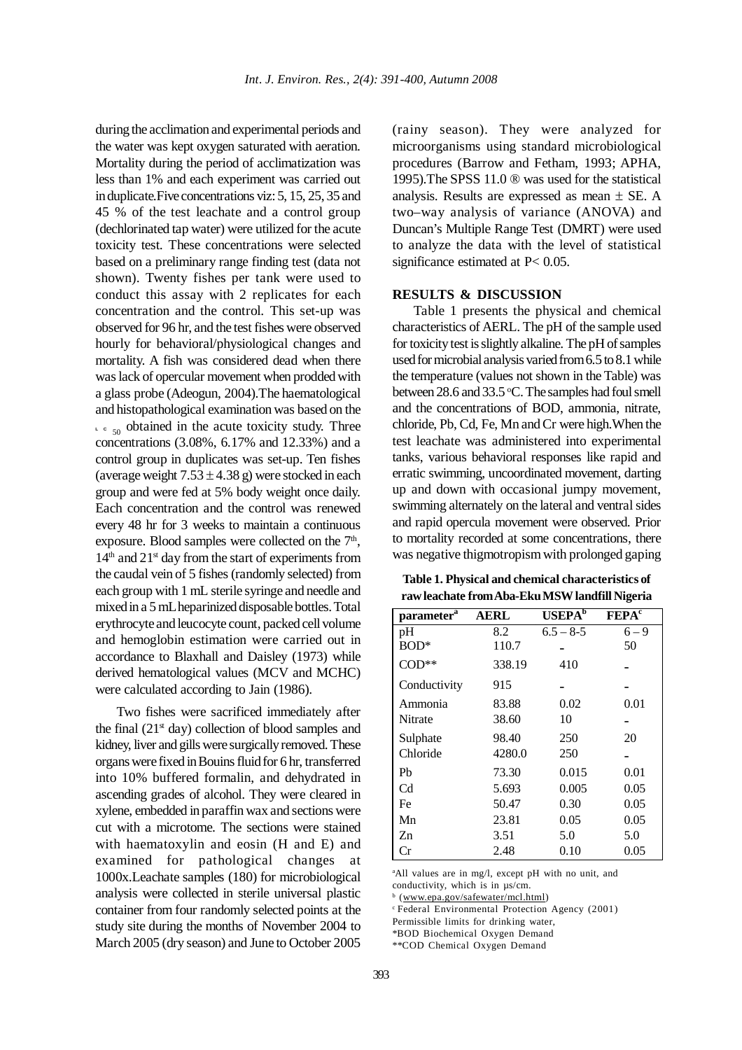during the acclimation and experimental periods and the water was kept oxygen saturated with aeration. Mortality during the period of acclimatization was less than 1% and each experiment was carried out in duplicate.Five concentrations viz: 5, 15, 25, 35 and 45 % of the test leachate and a control group (dechlorinated tap water) were utilized for the acute toxicity test. These concentrations were selected based on a preliminary range finding test (data not shown). Twenty fishes per tank were used to conduct this assay with 2 replicates for each concentration and the control. This set-up was observed for 96 hr, and the test fishes were observed hourly for behavioral/physiological changes and mortality. A fish was considered dead when there was lack of opercular movement when prodded with a glass probe (Adeogun, 2004).The haematological and histopathological examination was based on the $LC_{50}$ obtained in the acute toxicity study. Three concentrations (3.08%, 6.17% and 12.33%) and a control group in duplicates was set-up. Ten fishes (average weight $7.53 \pm 4.38$ g) were stocked in each group and were fed at 5% body weight once daily. Each concentration and the control was renewed every 48 hr for 3 weeks to maintain a continuous exposure. Blood samples were collected on the 7[th], 14[th] and 21[st] day from the start of experiments from the caudal vein of 5 fishes (randomly selected) from each group with 1 mL sterile syringe and needle and mixed in a 5 mL heparinized disposable bottles. Total erythrocyte and leucocyte count, packed cell volume and hemoglobin estimation were carried out in accordance to Blaxhall and Daisley (1973) while derived hematological values (MCV and MCHC) were calculated according to Jain (1986).

Two fishes were sacrificed immediately after the final (21[st] day) collection of blood samples and kidney, liver and gills were surgically removed. These organs were fixed in Bouins fluid for 6 hr, transferred into 10% buffered formalin, and dehydrated in ascending grades of alcohol. They were cleared in xylene, embedded in paraffin wax and sections were cut with a microtome. The sections were stained with haematoxylin and eosin (H and E) and examined for pathological changes at 1000x.Leachate samples (180) for microbiological analysis were collected in sterile universal plastic container from four randomly selected points at the study site during the months of November 2004 to March 2005 (dry season) and June to October 2005 (rainy season). They were analyzed for microorganisms using standard microbiological procedures (Barrow and Fetham, 1993; APHA, 1995).The SPSS 11.0 ® was used for the statistical analysis. Results are expressed as mean ± SE. A two–way analysis of variance (ANOVA) and Duncan's Multiple Range Test (DMRT) were used to analyze the data with the level of statistical significance estimated at $P < 0.05$.

## RESULTS & DISCUSSION

Table 1 presents the physical and chemical characteristics of AERL. The pH of the sample used for toxicity test is slightly alkaline. The pH of samples used for microbial analysis varied from 6.5 to 8.1 while the temperature (values not shown in the Table) was between 28.6 and 33.5 °C. The samples had foul smell and the concentrations of BOD, ammonia, nitrate, chloride, Pb, Cd, Fe, Mn and Cr were high.When the test leachate was administered into experimental tanks, various behavioral responses like rapid and erratic swimming, uncoordinated movement, darting up and down with occasional jumpy movement, swimming alternately on the lateral and ventral sides and rapid opercula movement were observed. Prior to mortality recorded at some concentrations, there was negative thigmotropism with prolonged gaping

**Table 1. Physical and chemical characteristics of raw leachate from Aba-Eku MSW landfill Nigeria**

| parameter[a] | AERL | USEPA[b] | FEPA[c] |
|---|---|---|---|
| pH | 8.2 | 6.5 – 8-5 | 6 – 9 |
| BOD* | 110.7 | - | 50 |
| COD** | 338.19 | 410 | - |
| Conductivity | 915 | - | - |
| Ammonia | 83.88 | 0.02 | 0.01 |
| Nitrate | 38.60 | 10 | - |
| Sulphate | 98.40 | 250 | 20 |
| Chloride | 4280.0 | 250 | - |
| Pb | 73.30 | 0.015 | 0.01 |
| Cd | 5.693 | 0.005 | 0.05 |
| Fe | 50.47 | 0.30 | 0.05 |
| Mn | 23.81 | 0.05 | 0.05 |
| Zn | 3.51 | 5.0 | 5.0 |
| Cr | 2.48 | 0.10 | 0.05 |

[a]All values are in mg/l, except pH with no unit, and conductivity, which is in µs/cm.
[b] (www.epa.gov/safewater/mcl.html)
[c] Federal Environmental Protection Agency (2001) Permissible limits for drinking water,
*BOD Biochemical Oxygen Demand
**COD Chemical Oxygen Demand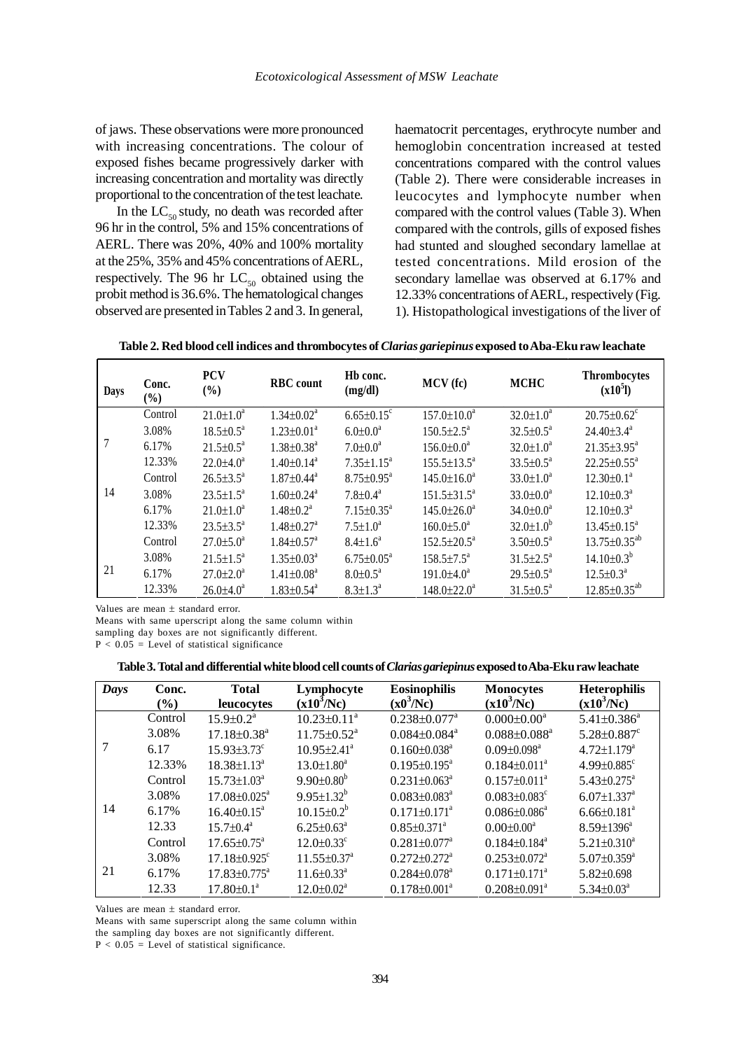of jaws. These observations were more pronounced with increasing concentrations. The colour of exposed fishes became progressively darker with increasing concentration and mortality was directly proportional to the concentration of the test leachate.

In the $LC_{50}$ study, no death was recorded after 96 hr in the control, 5% and 15% concentrations of AERL. There was 20%, 40% and 100% mortality at the 25%, 35% and 45% concentrations of AERL, respectively. The 96 hr $LC_{50}$ obtained using the probit method is 36.6%. The hematological changes observed are presented in Tables 2 and 3. In general, haematocrit percentages, erythrocyte number and hemoglobin concentration increased at tested concentrations compared with the control values (Table 2). There were considerable increases in leucocytes and lymphocyte number when compared with the control values (Table 3). When compared with the controls, gills of exposed fishes had stunted and sloughed secondary lamellae at tested concentrations. Mild erosion of the secondary lamellae was observed at 6.17% and 12.33% concentrations of AERL, respectively (Fig. 1). Histopathological investigations of the liver of

**Table 2. Red blood cell indices and thrombocytes of *Clarias gariepinus* exposed to Aba-Eku raw leachate**

| Days | Conc. (%) | PCV (%) | RBC count | Hb conc. (mg/dl) | MCV (fc) | MCHC | Thrombocytes ($x10^5$l) |
|---|---|---|---|---|---|---|---|
| 7 | Control | $21.0\pm1.0^a$ | $1.34\pm0.02^a$ | $6.65\pm0.15^c$ | $157.0\pm10.0^a$ | $32.0\pm1.0^a$ | $20.75\pm0.62^c$ |
| | 3.08% | $18.5\pm0.5^a$ | $1.23\pm0.01^a$ | $6.0\pm0.0^a$ | $150.5\pm2.5^a$ | $32.5\pm0.5^a$ | $24.40\pm3.4^a$ |
| | 6.17% | $21.5\pm0.5^a$ | $1.38\pm0.38^a$ | $7.0\pm0.0^a$ | $156.0\pm0.0^a$ | $32.0\pm1.0^a$ | $21.35\pm3.95^a$ |
| | 12.33% | $22.0\pm4.0^a$ | $1.40\pm0.14^a$ | $7.35\pm1.15^a$ | $155.5\pm13.5^a$ | $33.5\pm0.5^a$ | $22.25\pm0.55^a$ |
| 14 | Control | $26.5\pm3.5^a$ | $1.87\pm0.44^a$ | $8.75\pm0.95^a$ | $145.0\pm16.0^a$ | $33.0\pm1.0^a$ | $12.30\pm0.1^a$ |
| | 3.08% | $23.5\pm1.5^a$ | $1.60\pm0.24^a$ | $7.8\pm0.4^a$ | $151.5\pm31.5^a$ | $33.0\pm0.0^a$ | $12.10\pm0.3^a$ |
| | 6.17% | $21.0\pm1.0^a$ | $1.48\pm0.2^a$ | $7.15\pm0.35^a$ | $145.0\pm26.0^a$ | $34.0\pm0.0^a$ | $12.10\pm0.3^a$ |
| | 12.33% | $23.5\pm3.5^a$ | $1.48\pm0.27^a$ | $7.5\pm1.0^a$ | $160.0\pm5.0^a$ | $32.0\pm1.0^b$ | $13.45\pm0.15^a$ |
| 21 | Control | $27.0\pm5.0^a$ | $1.84\pm0.57^a$ | $8.4\pm1.6^a$ | $152.5\pm20.5^a$ | $3.50\pm0.5^a$ | $13.75\pm0.35^{ab}$ |
| | 3.08% | $21.5\pm1.5^a$ | $1.35\pm0.03^a$ | $6.75\pm0.05^a$ | $158.5\pm7.5^a$ | $31.5\pm2.5^a$ | $14.10\pm0.3^b$ |
| | 6.17% | $27.0\pm2.0^a$ | $1.41\pm0.08^a$ | $8.0\pm0.5^a$ | $191.0\pm4.0^a$ | $29.5\pm0.5^a$ | $12.5\pm0.3^a$ |
| | 12.33% | $26.0\pm4.0^a$ | $1.83\pm0.54^a$ | $8.3\pm1.3^a$ | $148.0\pm22.0^a$ | $31.5\pm0.5^a$ | $12.85\pm0.35^{ab}$ |

Values are mean ± standard error.
Means with same uperscript along the same column within sampling day boxes are not significantly different.
$P < 0.05$ = Level of statistical significance

**Table 3. Total and differential white blood cell counts of *Clarias gariepinus* exposed to Aba-Eku raw leachate**

| *Days* | Conc. (%) | Total leucocytes | Lymphocyte ($x10^3$/Nc) | Eosinophilis ($x0^3$/Nc) | Monocytes ($x10^3$/Nc) | Heterophilis ($x10^3$/Nc) |
|---|---|---|---|---|---|---|
| 7 | Control | $15.9\pm0.2^a$ | $10.23\pm0.11^a$ | $0.238\pm0.077^a$ | $0.000\pm0.00^a$ | $5.41\pm0.386^a$ |
| | 3.08% | $17.18\pm0.38^a$ | $11.75\pm0.52^a$ | $0.084\pm0.084^a$ | $0.088\pm0.088^a$ | $5.28\pm0.887^c$ |
| | 6.17 | $15.93\pm3.73^c$ | $10.95\pm2.41^a$ | $0.160\pm0.038^a$ | $0.09\pm0.098^a$ | $4.72\pm1.179^a$ |
| | 12.33% | $18.38\pm1.13^a$ | $13.0\pm1.80^a$ | $0.195\pm0.195^a$ | $0.184\pm0.011^a$ | $4.99\pm0.885^c$ |
| 14 | Control | $15.73\pm1.03^a$ | $9.90\pm0.80^b$ | $0.231\pm0.063^a$ | $0.157\pm0.011^a$ | $5.43\pm0.275^a$ |
| | 3.08% | $17.08\pm0.025^a$ | $9.95\pm1.32^b$ | $0.083\pm0.083^a$ | $0.083\pm0.083^c$ | $6.07\pm1.337^a$ |
| | 6.17% | $16.40\pm0.15^a$ | $10.15\pm0.2^b$ | $0.171\pm0.171^a$ | $0.086\pm0.086^a$ | $6.66\pm0.181^a$ |
| | 12.33 | $15.7\pm0.4^a$ | $6.25\pm0.63^a$ | $0.85\pm0.371^a$ | $0.00\pm0.00^a$ | $8.59\pm1396^a$ |
| 21 | Control | $17.65\pm0.75^a$ | $12.0\pm0.33^c$ | $0.281\pm0.077^a$ | $0.184\pm0.184^a$ | $5.21\pm0.310^a$ |
| | 3.08% | $17.18\pm0.925^c$ | $11.55\pm0.37^a$ | $0.272\pm0.272^a$ | $0.253\pm0.072^a$ | $5.07\pm0.359^a$ |
| | 6.17% | $17.83\pm0.775^a$ | $11.6\pm0.33^a$ | $0.284\pm0.078^a$ | $0.171\pm0.171^a$ | $5.82\pm0.698$ |
| | 12.33 | $17.80\pm0.1^a$ | $12.0\pm0.02^a$ | $0.178\pm0.001^a$ | $0.208\pm0.091^a$ | $5.34\pm0.03^a$ |

Values are mean ± standard error.
Means with same superscript along the same column within the sampling day boxes are not significantly different.
$P < 0.05$ = Level of statistical significance.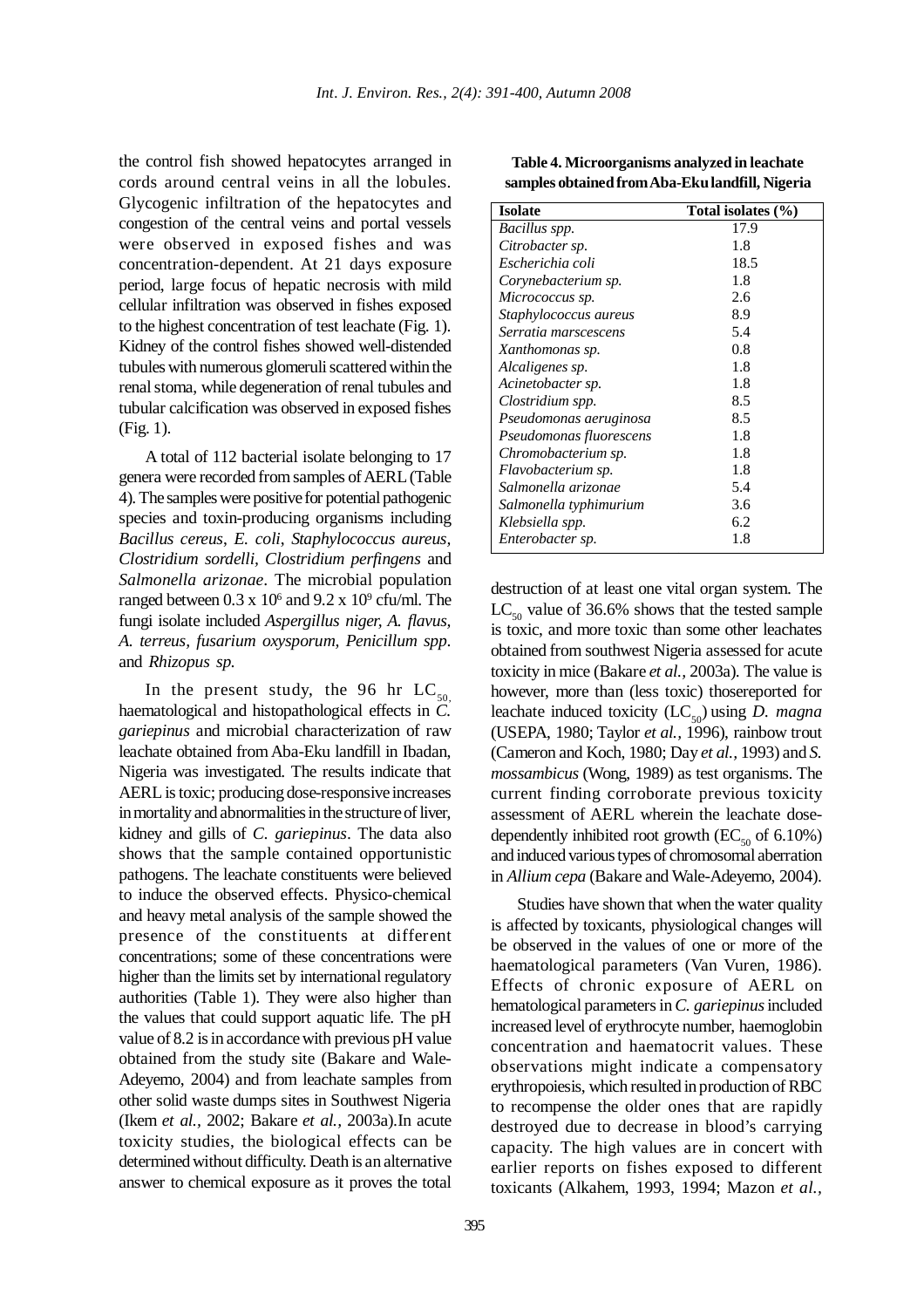the control fish showed hepatocytes arranged in cords around central veins in all the lobules. Glycogenic infiltration of the hepatocytes and congestion of the central veins and portal vessels were observed in exposed fishes and was concentration-dependent. At 21 days exposure period, large focus of hepatic necrosis with mild cellular infiltration was observed in fishes exposed to the highest concentration of test leachate (Fig. 1). Kidney of the control fishes showed well-distended tubules with numerous glomeruli scattered within the renal stoma, while degeneration of renal tubules and tubular calcification was observed in exposed fishes (Fig. 1).

A total of 112 bacterial isolate belonging to 17 genera were recorded from samples of AERL (Table 4). The samples were positive for potential pathogenic species and toxin-producing organisms including *Bacillus cereus*, *E. coli*, *Staphylococcus aureus*, *Clostridium sordelli*, *Clostridium perfingens* and *Salmonella arizonae*. The microbial population ranged between $0.3 \times 10^6$ and $9.2 \times 10^9$ cfu/ml. The fungi isolate included *Aspergillus niger*, *A. flavus*, *A. terreus*, *fusarium oxysporum*, *Penicillum spp*. and *Rhizopus sp.*

**Table 4. Microorganisms analyzed in leachate samples obtained from Aba-Eku landfill, Nigeria**

| Isolate | Total isolates (%) |
|---|---|
| *Bacillus spp.* | 17.9 |
| *Citrobacter sp.* | 1.8 |
| *Escherichia coli* | 18.5 |
| *Corynebacterium sp.* | 1.8 |
| *Micrococcus sp.* | 2.6 |
| *Staphylococcus aureus* | 8.9 |
| *Serratia marscescens* | 5.4 |
| *Xanthomonas sp.* | 0.8 |
| *Alcaligenes sp.* | 1.8 |
| *Acinetobacter sp.* | 1.8 |
| *Clostridium spp.* | 8.5 |
| *Pseudomonas aeruginosa* | 8.5 |
| *Pseudomonas fluorescens* | 1.8 |
| *Chromobacterium sp.* | 1.8 |
| *Flavobacterium sp.* | 1.8 |
| *Salmonella arizonae* | 5.4 |
| *Salmonella typhimurium* | 3.6 |
| *Klebsiella spp.* | 6.2 |
| *Enterobacter sp.* | 1.8 |

In the present study, the 96 hr $LC_{50}$, haematological and histopathological effects in *C. gariepinus* and microbial characterization of raw leachate obtained from Aba-Eku landfill in Ibadan, Nigeria was investigated. The results indicate that AERL is toxic; producing dose-responsive increases in mortality and abnormalities in the structure of liver, kidney and gills of *C. gariepinus*. The data also shows that the sample contained opportunistic pathogens. The leachate constituents were believed to induce the observed effects. Physico-chemical and heavy metal analysis of the sample showed the presence of the constituents at different concentrations; some of these concentrations were higher than the limits set by international regulatory authorities (Table 1). They were also higher than the values that could support aquatic life. The pH value of 8.2 is in accordance with previous pH value obtained from the study site (Bakare and Wale-Adeyemo, 2004) and from leachate samples from other solid waste dumps sites in Southwest Nigeria (Ikem *et al.*, 2002; Bakare *et al.*, 2003a).In acute toxicity studies, the biological effects can be determined without difficulty. Death is an alternative answer to chemical exposure as it proves the total destruction of at least one vital organ system. The $LC_{50}$ value of 36.6% shows that the tested sample is toxic, and more toxic than some other leachates obtained from southwest Nigeria assessed for acute toxicity in mice (Bakare *et al.*, 2003a). The value is however, more than (less toxic) thosereported for leachate induced toxicity ($LC_{50}$) using *D. magna* (USEPA, 1980; Taylor *et al.*, 1996), rainbow trout (Cameron and Koch, 1980; Day *et al.*, 1993) and *S. mossambicus* (Wong, 1989) as test organisms. The current finding corroborate previous toxicity assessment of AERL wherein the leachate dose-dependently inhibited root growth ($EC_{50}$ of 6.10%) and induced various types of chromosomal aberration in *Allium cepa* (Bakare and Wale-Adeyemo, 2004).

Studies have shown that when the water quality is affected by toxicants, physiological changes will be observed in the values of one or more of the haematological parameters (Van Vuren, 1986). Effects of chronic exposure of AERL on hematological parameters in *C. gariepinus* included increased level of erythrocyte number, haemoglobin concentration and haematocrit values. These observations might indicate a compensatory erythropoiesis, which resulted in production of RBC to recompense the older ones that are rapidly destroyed due to decrease in blood's carrying capacity. The high values are in concert with earlier reports on fishes exposed to different toxicants (Alkahem, 1993, 1994; Mazon *et al.*,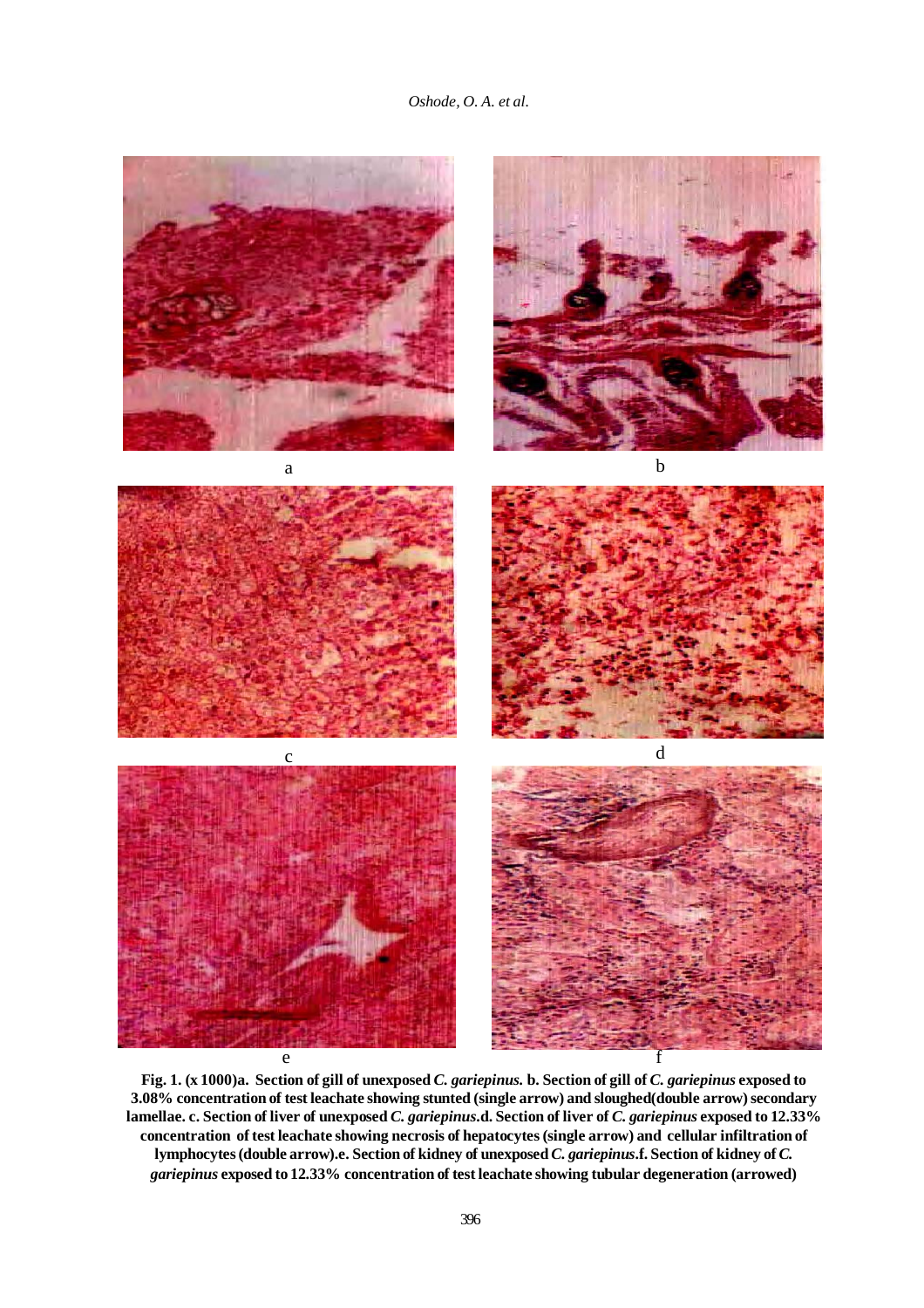a

b

c

d

e

f

**Fig. 1. (x 1000)a. Section of gill of unexposed *C. gariepinus*. b. Section of gill of *C. gariepinus* exposed to 3.08% concentration of test leachate showing stunted (single arrow) and sloughed(double arrow) secondary lamellae. c. Section of liver of unexposed *C. gariepinus*.d. Section of liver of *C. gariepinus* exposed to 12.33% concentration of test leachate showing necrosis of hepatocytes (single arrow) and cellular infiltration of lymphocytes (double arrow).e. Section of kidney of unexposed *C. gariepinus*.f. Section of kidney of *C. gariepinus* exposed to 12.33% concentration of test leachate showing tubular degeneration (arrowed)**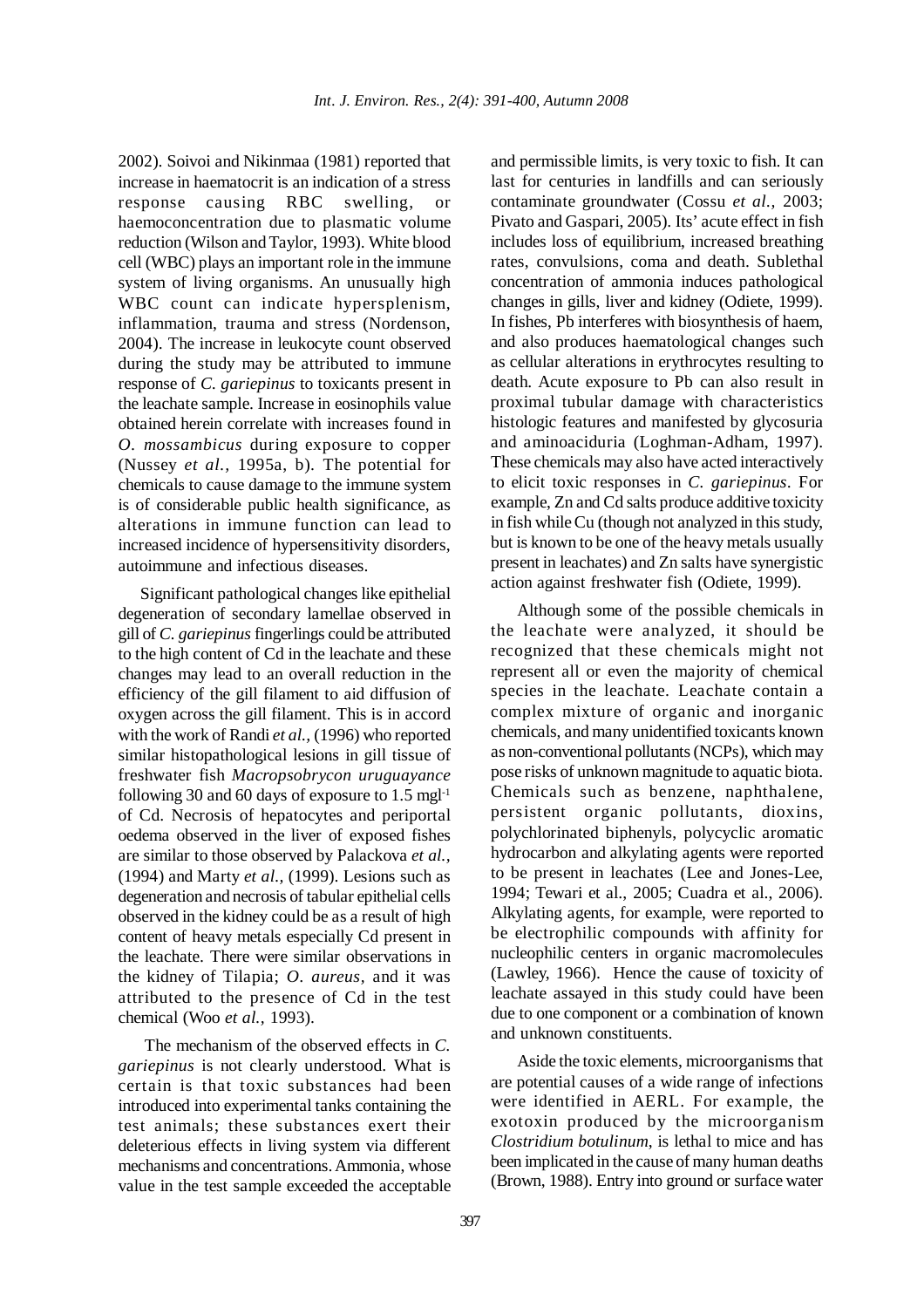2002). Soivoi and Nikinmaa (1981) reported that increase in haematocrit is an indication of a stress response causing RBC swelling, or haemoconcentration due to plasmatic volume reduction (Wilson and Taylor, 1993). White blood cell (WBC) plays an important role in the immune system of living organisms. An unusually high WBC count can indicate hypersplenism, inflammation, trauma and stress (Nordenson, 2004). The increase in leukocyte count observed during the study may be attributed to immune response of *C. gariepinus* to toxicants present in the leachate sample. Increase in eosinophils value obtained herein correlate with increases found in *O. mossambicus* during exposure to copper (Nussey *et al.,* 1995a, b). The potential for chemicals to cause damage to the immune system is of considerable public health significance, as alterations in immune function can lead to increased incidence of hypersensitivity disorders, autoimmune and infectious diseases.

Significant pathological changes like epithelial degeneration of secondary lamellae observed in gill of *C. gariepinus* fingerlings could be attributed to the high content of Cd in the leachate and these changes may lead to an overall reduction in the efficiency of the gill filament to aid diffusion of oxygen across the gill filament. This is in accord with the work of Randi *et al.,* (1996) who reported similar histopathological lesions in gill tissue of freshwater fish *Macropsobrycon uruguayance* following 30 and 60 days of exposure to 1.5 $mgl^{-1}$ of Cd. Necrosis of hepatocytes and periportal oedema observed in the liver of exposed fishes are similar to those observed by Palackova *et al.,* (1994) and Marty *et al.,* (1999). Lesions such as degeneration and necrosis of tabular epithelial cells observed in the kidney could be as a result of high content of heavy metals especially Cd present in the leachate. There were similar observations in the kidney of Tilapia; *O. aureus*, and it was attributed to the presence of Cd in the test chemical (Woo *et al.,* 1993).

The mechanism of the observed effects in *C. gariepinus* is not clearly understood. What is certain is that toxic substances had been introduced into experimental tanks containing the test animals; these substances exert their deleterious effects in living system via different mechanisms and concentrations. Ammonia, whose value in the test sample exceeded the acceptable and permissible limits, is very toxic to fish. It can last for centuries in landfills and can seriously contaminate groundwater (Cossu *et al.,* 2003; Pivato and Gaspari, 2005). Its' acute effect in fish includes loss of equilibrium, increased breathing rates, convulsions, coma and death. Sublethal concentration of ammonia induces pathological changes in gills, liver and kidney (Odiete, 1999). In fishes, Pb interferes with biosynthesis of haem, and also produces haematological changes such as cellular alterations in erythrocytes resulting to death. Acute exposure to Pb can also result in proximal tubular damage with characteristics histologic features and manifested by glycosuria and aminoaciduria (Loghman-Adham, 1997). These chemicals may also have acted interactively to elicit toxic responses in *C. gariepinus*. For example, Zn and Cd salts produce additive toxicity in fish while Cu (though not analyzed in this study, but is known to be one of the heavy metals usually present in leachates) and Zn salts have synergistic action against freshwater fish (Odiete, 1999).

Although some of the possible chemicals in the leachate were analyzed, it should be recognized that these chemicals might not represent all or even the majority of chemical species in the leachate. Leachate contain a complex mixture of organic and inorganic chemicals, and many unidentified toxicants known as non-conventional pollutants (NCPs), which may pose risks of unknown magnitude to aquatic biota. Chemicals such as benzene, naphthalene, persistent organic pollutants, dioxins, polychlorinated biphenyls, polycyclic aromatic hydrocarbon and alkylating agents were reported to be present in leachates (Lee and Jones-Lee, 1994; Tewari et al., 2005; Cuadra et al., 2006). Alkylating agents, for example, were reported to be electrophilic compounds with affinity for nucleophilic centers in organic macromolecules (Lawley, 1966). Hence the cause of toxicity of leachate assayed in this study could have been due to one component or a combination of known and unknown constituents.

Aside the toxic elements, microorganisms that are potential causes of a wide range of infections were identified in AERL. For example, the exotoxin produced by the microorganism *Clostridium botulinum*, is lethal to mice and has been implicated in the cause of many human deaths (Brown, 1988). Entry into ground or surface water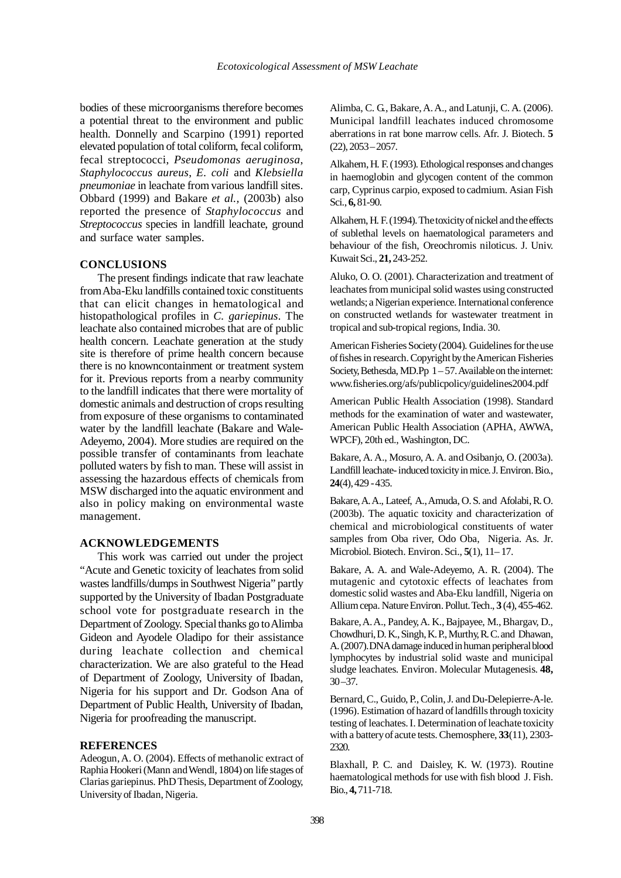bodies of these microorganisms therefore becomes a potential threat to the environment and public health. Donnelly and Scarpino (1991) reported elevated population of total coliform, fecal coliform, fecal streptococci, *Pseudomonas aeruginosa*, *Staphylococcus aureus*, *E. coli* and *Klebsiella pneumoniae* in leachate from various landfill sites. Obbard (1999) and Bakare *et al.,* (2003b) also reported the presence of *Staphylococcus* and *Streptococcus* species in landfill leachate, ground and surface water samples.

## CONCLUSIONS

The present findings indicate that raw leachate from Aba-Eku landfills contained toxic constituents that can elicit changes in hematological and histopathological profiles in *C. gariepinus*. The leachate also contained microbes that are of public health concern. Leachate generation at the study site is therefore of prime health concern because there is no knowncontainment or treatment system for it. Previous reports from a nearby community to the landfill indicates that there were mortality of domestic animals and destruction of crops resulting from exposure of these organisms to contaminated water by the landfill leachate (Bakare and Wale-Adeyemo, 2004). More studies are required on the possible transfer of contaminants from leachate polluted waters by fish to man. These will assist in assessing the hazardous effects of chemicals from MSW discharged into the aquatic environment and also in policy making on environmental waste management.

## ACKNOWLEDGEMENTS

This work was carried out under the project "Acute and Genetic toxicity of leachates from solid wastes landfills/dumps in Southwest Nigeria" partly supported by the University of Ibadan Postgraduate school vote for postgraduate research in the Department of Zoology. Special thanks go to Alimba Gideon and Ayodele Oladipo for their assistance during leachate collection and chemical characterization. We are also grateful to the Head of Department of Zoology, University of Ibadan, Nigeria for his support and Dr. Godson Ana of Department of Public Health, University of Ibadan, Nigeria for proofreading the manuscript.

## REFERENCES

Adeogun, A. O. (2004). Effects of methanolic extract of Raphia Hookeri (Mann and Wendl, 1804) on life stages of Clarias gariepinus. PhD Thesis, Department of Zoology, University of Ibadan, Nigeria.

Alimba, C. G., Bakare, A. A., and Latunji, C. A. (2006). Municipal landfill leachates induced chromosome aberrations in rat bone marrow cells. Afr. J. Biotech. **5** (22), 2053 – 2057.

Alkahem, H. F. (1993). Ethological responses and changes in haemoglobin and glycogen content of the common carp, Cyprinus carpio, exposed to cadmium. Asian Fish Sci., **6,** 81-90.

Alkahem, H. F. (1994). The toxicity of nickel and the effects of sublethal levels on haematological parameters and behaviour of the fish, Oreochromis niloticus. J. Univ. Kuwait Sci., **21,** 243-252.

Aluko, O. O. (2001). Characterization and treatment of leachates from municipal solid wastes using constructed wetlands; a Nigerian experience. International conference on constructed wetlands for wastewater treatment in tropical and sub-tropical regions, India. 30.

American Fisheries Society (2004). Guidelines for the use of fishes in research. Copyright by the American Fisheries Society, Bethesda, MD.Pp 1 – 57. Available on the internet: www.fisheries.org/afs/publicpolicy/guidelines2004.pdf

American Public Health Association (1998). Standard methods for the examination of water and wastewater, American Public Health Association (APHA, AWWA, WPCF), 20th ed., Washington, DC.

Bakare, A. A., Mosuro, A. A. and Osibanjo, O. (2003a). Landfill leachate- induced toxicity in mice. J. Environ. Bio., **24**(4), 429 - 435.

Bakare, A. A., Lateef, A., Amuda, O. S. and Afolabi, R. O. (2003b). The aquatic toxicity and characterization of chemical and microbiological constituents of water samples from Oba river, Odo Oba, Nigeria. As. Jr. Microbiol. Biotech. Environ. Sci., **5**(1), 11– 17.

Bakare, A. A. and Wale-Adeyemo, A. R. (2004). The mutagenic and cytotoxic effects of leachates from domestic solid wastes and Aba-Eku landfill, Nigeria on Allium cepa. Nature Environ. Pollut. Tech., **3** (4), 455-462.

Bakare, A. A., Pandey, A. K., Bajpayee, M., Bhargav, D., Chowdhuri, D. K., Singh, K. P., Murthy, R. C. and Dhawan, A. (2007). DNA damage induced in human peripheral blood lymphocytes by industrial solid waste and municipal sludge leachates. Environ. Molecular Mutagenesis. **48,** 30 –37.

Bernard, C., Guido, P., Colin, J. and Du-Delepierre-A-le. (1996). Estimation of hazard of landfills through toxicity testing of leachates. I. Determination of leachate toxicity with a battery of acute tests. Chemosphere, **33**(11), 2303-2320.

Blaxhall, P. C. and Daisley, K. W. (1973). Routine haematological methods for use with fish blood J. Fish. Bio., **4,** 711-718.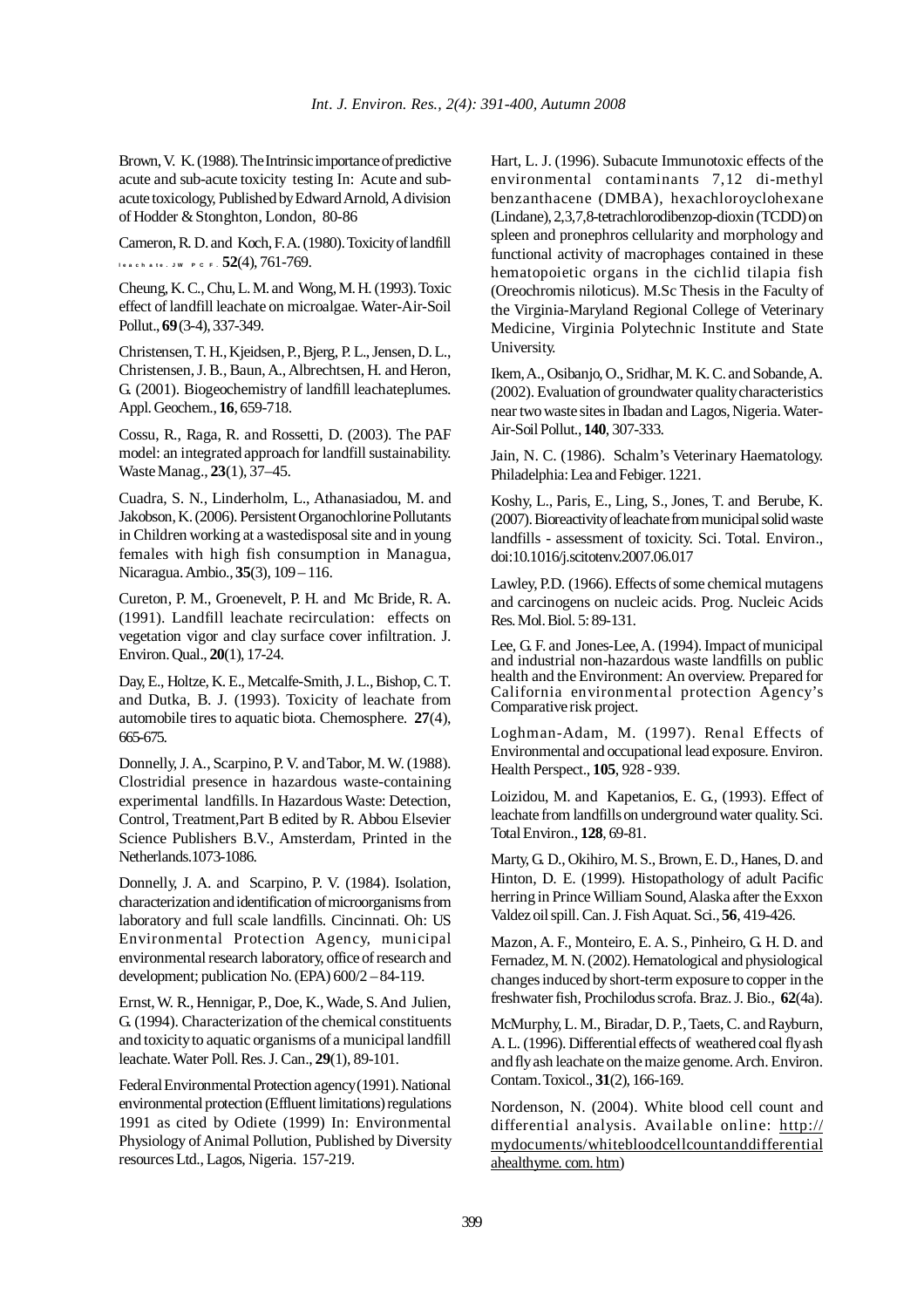Brown, V. K. (1988). The Intrinsic importance of predictive acute and sub-acute toxicity testing In: Acute and sub-acute toxicology, Published by Edward Arnold, A division of Hodder & Stonghton, London, 80-86

Cameron, R. D. and Koch, F. A. (1980). Toxicity of landfill leachate. JW PCF. **52**(4), 761-769.

Cheung, K. C., Chu, L. M. and Wong, M. H. (1993). Toxic effect of landfill leachate on microalgae. Water-Air-Soil Pollut., **69** (3-4), 337-349.

Christensen, T. H., Kjeidsen, P., Bjerg, P. L., Jensen, D. L., Christensen, J. B., Baun, A., Albrechtsen, H. and Heron, G. (2001). Biogeochemistry of landfill leachateplumes. Appl. Geochem., **16**, 659-718.

Cossu, R., Raga, R. and Rossetti, D. (2003). The PAF model: an integrated approach for landfill sustainability. Waste Manag., **23**(1), 37–45.

Cuadra, S. N., Linderholm, L., Athanasiadou, M. and Jakobson, K. (2006). Persistent Organochlorine Pollutants in Children working at a wastedisposal site and in young females with high fish consumption in Managua, Nicaragua. Ambio., **35**(3), 109 – 116.

Cureton, P. M., Groenevelt, P. H. and Mc Bride, R. A. (1991). Landfill leachate recirculation: effects on vegetation vigor and clay surface cover infiltration. J. Environ. Qual., **20**(1), 17-24.

Day, E., Holtze, K. E., Metcalfe-Smith, J. L., Bishop, C. T. and Dutka, B. J. (1993). Toxicity of leachate from automobile tires to aquatic biota. Chemosphere. **27**(4), 665-675.

Donnelly, J. A., Scarpino, P. V. and Tabor, M. W. (1988). Clostridial presence in hazardous waste-containing experimental landfills. In Hazardous Waste: Detection, Control, Treatment,Part B edited by R. Abbou Elsevier Science Publishers B.V., Amsterdam, Printed in the Netherlands.1073-1086.

Donnelly, J. A. and Scarpino, P. V. (1984). Isolation, characterization and identification of microorganisms from laboratory and full scale landfills. Cincinnati. Oh: US Environmental Protection Agency, municipal environmental research laboratory, office of research and development; publication No. (EPA) 600/2 – 84-119.

Ernst, W. R., Hennigar, P., Doe, K., Wade, S. And Julien, G. (1994). Characterization of the chemical constituents and toxicity to aquatic organisms of a municipal landfill leachate. Water Poll. Res. J. Can., **29**(1), 89-101.

Federal Environmental Protection agency (1991). National environmental protection (Effluent limitations) regulations 1991 as cited by Odiete (1999) In: Environmental Physiology of Animal Pollution, Published by Diversity resources Ltd., Lagos, Nigeria. 157-219.

Hart, L. J. (1996). Subacute Immunotoxic effects of the environmental contaminants 7,12 di-methyl benzanthacene (DMBA), hexachloroyclohexane (Lindane), 2,3,7,8-tetrachlorodibenzop-dioxin (TCDD) on spleen and pronephros cellularity and morphology and functional activity of macrophages contained in these hematopoietic organs in the cichlid tilapia fish (Oreochromis niloticus). M.Sc Thesis in the Faculty of the Virginia-Maryland Regional College of Veterinary Medicine, Virginia Polytechnic Institute and State University.

Ikem, A., Osibanjo, O., Sridhar, M. K. C. and Sobande, A. (2002). Evaluation of groundwater quality characteristics near two waste sites in Ibadan and Lagos, Nigeria. Water-Air-Soil Pollut., **140**, 307-333.

Jain, N. C. (1986). Schalm's Veterinary Haematology. Philadelphia: Lea and Febiger. 1221.

Koshy, L., Paris, E., Ling, S., Jones, T. and Berube, K. (2007). Bioreactivity of leachate from municipal solid waste landfills - assessment of toxicity. Sci. Total. Environ., doi:10.1016/j.scitotenv.2007.06.017

Lawley, P.D. (1966). Effects of some chemical mutagens and carcinogens on nucleic acids. Prog. Nucleic Acids Res. Mol. Biol. 5: 89-131.

Lee, G. F. and Jones-Lee, A. (1994). Impact of municipal and industrial non-hazardous waste landfills on public health and the Environment: An overview. Prepared for California environmental protection Agency's Comparative risk project.

Loghman-Adam, M. (1997). Renal Effects of Environmental and occupational lead exposure. Environ. Health Perspect., **105**, 928 - 939.

Loizidou, M. and Kapetanios, E. G. (1993). Effect of leachate from landfills on underground water quality. Sci. Total Environ., **128**, 69-81.

Marty, G. D., Okihiro, M. S., Brown, E. D., Hanes, D. and Hinton, D. E. (1999). Histopathology of adult Pacific herring in Prince William Sound, Alaska after the Exxon Valdez oil spill. Can. J. Fish Aquat. Sci., **56**, 419-426.

Mazon, A. F., Monteiro, E. A. S., Pinheiro, G. H. D. and Fernadez, M. N. (2002). Hematological and physiological changes induced by short-term exposure to copper in the freshwater fish, Prochilodus scrofa. Braz. J. Bio., **62**(4a).

McMurphy, L. M., Biradar, D. P., Taets, C. and Rayburn, A. L. (1996). Differential effects of weathered coal fly ash and fly ash leachate on the maize genome. Arch. Environ. Contam. Toxicol., **31**(2), 166-169.

Nordenson, N. (2004). White blood cell count and differential analysis. Available online: http://mydocuments/whitebloodcellcountanddifferential ahealthyme. com. htm)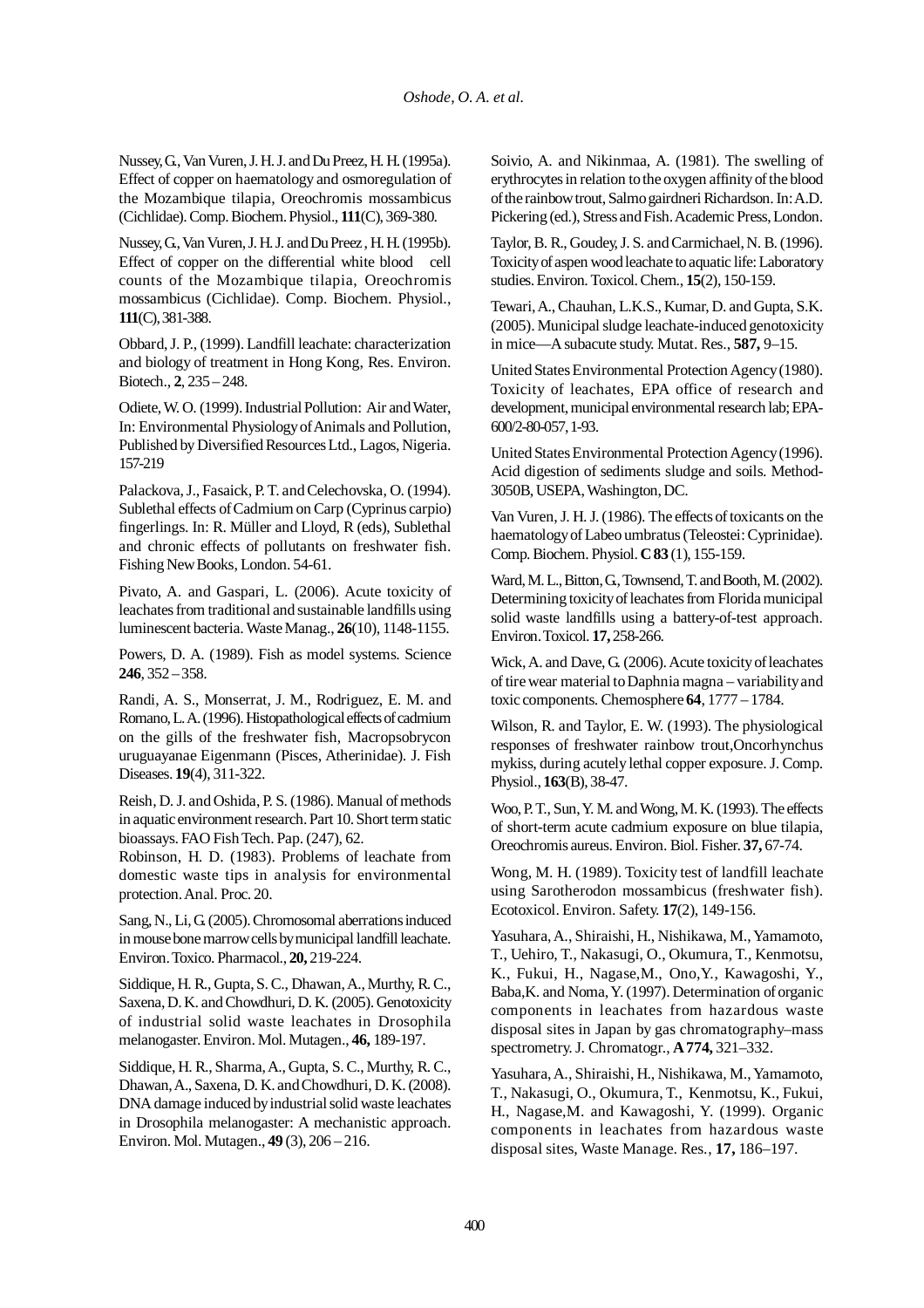Nussey, G., Van Vuren, J. H. J. and Du Preez, H. H. (1995a). Effect of copper on haematology and osmoregulation of the Mozambique tilapia, Oreochromis mossambicus (Cichlidae). Comp. Biochem. Physiol., **111**(C), 369-380.

Nussey, G., Van Vuren, J. H. J. and Du Preez , H. H. (1995b). Effect of copper on the differential white blood cell counts of the Mozambique tilapia, Oreochromis mossambicus (Cichlidae). Comp. Biochem. Physiol., **111**(C), 381-388.

Obbard, J. P., (1999). Landfill leachate: characterization and biology of treatment in Hong Kong, Res. Environ. Biotech., **2**, 235 – 248.

Odiete, W. O. (1999). Industrial Pollution: Air and Water, In: Environmental Physiology of Animals and Pollution, Published by Diversified Resources Ltd., Lagos, Nigeria. 157-219

Palackova, J., Fasaick, P. T. and Celechovska, O. (1994). Sublethal effects of Cadmium on Carp (Cyprinus carpio) fingerlings. In: R. Müller and Lloyd, R (eds), Sublethal and chronic effects of pollutants on freshwater fish. Fishing New Books, London. 54-61.

Pivato, A. and Gaspari, L. (2006). Acute toxicity of leachates from traditional and sustainable landfills using luminescent bacteria. Waste Manag., **26**(10), 1148-1155.

Powers, D. A. (1989). Fish as model systems. Science **246**, 352 – 358.

Randi, A. S., Monserrat, J. M., Rodriguez, E. M. and Romano, L. A. (1996). Histopathological effects of cadmium on the gills of the freshwater fish, Macropsobrycon uruguayanae Eigenmann (Pisces, Atherinidae). J. Fish Diseases. **19**(4), 311-322.

Reish, D. J. and Oshida, P. S. (1986). Manual of methods in aquatic environment research. Part 10. Short term static bioassays. FAO Fish Tech. Pap. (247), 62.

Robinson, H. D. (1983). Problems of leachate from domestic waste tips in analysis for environmental protection. Anal. Proc. 20.

Sang, N., Li, G. (2005). Chromosomal aberrations induced in mouse bone marrow cells by municipal landfill leachate. Environ. Toxico. Pharmacol., **20,** 219-224.

Siddique, H. R., Gupta, S. C., Dhawan, A., Murthy, R. C., Saxena, D. K. and Chowdhuri, D. K. (2005). Genotoxicity of industrial solid waste leachates in Drosophila melanogaster. Environ. Mol. Mutagen., **46,** 189-197.

Siddique, H. R., Sharma, A., Gupta, S. C., Murthy, R. C., Dhawan, A., Saxena, D. K. and Chowdhuri, D. K. (2008). DNA damage induced by industrial solid waste leachates in Drosophila melanogaster: A mechanistic approach. Environ. Mol. Mutagen., **49** (3), 206 – 216.

Soivio, A. and Nikinmaa, A. (1981). The swelling of erythrocytes in relation to the oxygen affinity of the blood of the rainbow trout, Salmo gairdneri Richardson. In: A.D. Pickering (ed.), Stress and Fish. Academic Press, London.

Taylor, B. R., Goudey, J. S. and Carmichael, N. B. (1996). Toxicity of aspen wood leachate to aquatic life: Laboratory studies. Environ. Toxicol. Chem., **15**(2), 150-159.

Tewari, A., Chauhan, L.K.S., Kumar, D. and Gupta, S.K. (2005). Municipal sludge leachate-induced genotoxicity in mice—A subacute study. Mutat. Res., **587,** 9–15.

United States Environmental Protection Agency (1980). Toxicity of leachates, EPA office of research and development, municipal environmental research lab; EPA-600/2-80-057, 1-93.

United States Environmental Protection Agency (1996). Acid digestion of sediments sludge and soils. Method-3050B, USEPA, Washington, DC.

Van Vuren, J. H. J. (1986). The effects of toxicants on the haematology of Labeo umbratus (Teleostei: Cyprinidae). Comp. Biochem. Physiol. **C 83** (1), 155-159.

Ward, M. L., Bitton, G., Townsend, T. and Booth, M. (2002). Determining toxicity of leachates from Florida municipal solid waste landfills using a battery-of-test approach. Environ. Toxicol. **17,** 258-266.

Wick, A. and Dave, G. (2006). Acute toxicity of leachates of tire wear material to Daphnia magna – variability and toxic components. Chemosphere **64**, 1777 – 1784.

Wilson, R. and Taylor, E. W. (1993). The physiological responses of freshwater rainbow trout,Oncorhynchus mykiss, during acutely lethal copper exposure. J. Comp. Physiol., **163**(B), 38-47.

Woo, P. T., Sun, Y. M. and Wong, M. K. (1993). The effects of short-term acute cadmium exposure on blue tilapia, Oreochromis aureus. Environ. Biol. Fisher. **37,** 67-74.

Wong, M. H. (1989). Toxicity test of landfill leachate using Sarotherodon mossambicus (freshwater fish). Ecotoxicol. Environ. Safety. **17**(2), 149-156.

Yasuhara, A., Shiraishi, H., Nishikawa, M., Yamamoto, T., Uehiro, T., Nakasugi, O., Okumura, T., Kenmotsu, K., Fukui, H., Nagase,M., Ono,Y., Kawagoshi, Y., Baba,K. and Noma, Y. (1997). Determination of organic components in leachates from hazardous waste disposal sites in Japan by gas chromatography–mass spectrometry. J. Chromatogr., **A 774,** 321–332.

Yasuhara, A., Shiraishi, H., Nishikawa, M., Yamamoto, T., Nakasugi, O., Okumura, T., Kenmotsu, K., Fukui, H., Nagase,M. and Kawagoshi, Y. (1999). Organic components in leachates from hazardous waste disposal sites, Waste Manage. Res., **17,** 186–197.